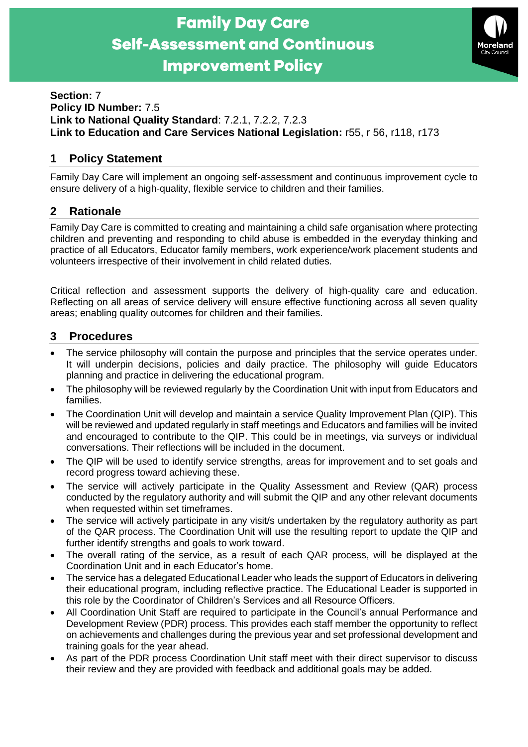# Family Day Care Self-Assessment and Continuous Improvement Policy

**Section:** 7
**Policy ID Number:** 7.5
**Link to National Quality Standard**: 7.2.1, 7.2.2, 7.2.3
**Link to Education and Care Services National Legislation:** r55, r 56, r118, r173

## 1 Policy Statement

Family Day Care will implement an ongoing self-assessment and continuous improvement cycle to ensure delivery of a high-quality, flexible service to children and their families.

## 2 Rationale

Family Day Care is committed to creating and maintaining a child safe organisation where protecting children and preventing and responding to child abuse is embedded in the everyday thinking and practice of all Educators, Educator family members, work experience/work placement students and volunteers irrespective of their involvement in child related duties.

Critical reflection and assessment supports the delivery of high-quality care and education. Reflecting on all areas of service delivery will ensure effective functioning across all seven quality areas; enabling quality outcomes for children and their families.

## 3 Procedures

- The service philosophy will contain the purpose and principles that the service operates under. It will underpin decisions, policies and daily practice. The philosophy will guide Educators planning and practice in delivering the educational program.
- The philosophy will be reviewed regularly by the Coordination Unit with input from Educators and families.
- The Coordination Unit will develop and maintain a service Quality Improvement Plan (QIP). This will be reviewed and updated regularly in staff meetings and Educators and families will be invited and encouraged to contribute to the QIP. This could be in meetings, via surveys or individual conversations. Their reflections will be included in the document.
- The QIP will be used to identify service strengths, areas for improvement and to set goals and record progress toward achieving these.
- The service will actively participate in the Quality Assessment and Review (QAR) process conducted by the regulatory authority and will submit the QIP and any other relevant documents when requested within set timeframes.
- The service will actively participate in any visit/s undertaken by the regulatory authority as part of the QAR process. The Coordination Unit will use the resulting report to update the QIP and further identify strengths and goals to work toward.
- The overall rating of the service, as a result of each QAR process, will be displayed at the Coordination Unit and in each Educator's home.
- The service has a delegated Educational Leader who leads the support of Educators in delivering their educational program, including reflective practice. The Educational Leader is supported in this role by the Coordinator of Children's Services and all Resource Officers.
- All Coordination Unit Staff are required to participate in the Council's annual Performance and Development Review (PDR) process. This provides each staff member the opportunity to reflect on achievements and challenges during the previous year and set professional development and training goals for the year ahead.
- As part of the PDR process Coordination Unit staff meet with their direct supervisor to discuss their review and they are provided with feedback and additional goals may be added.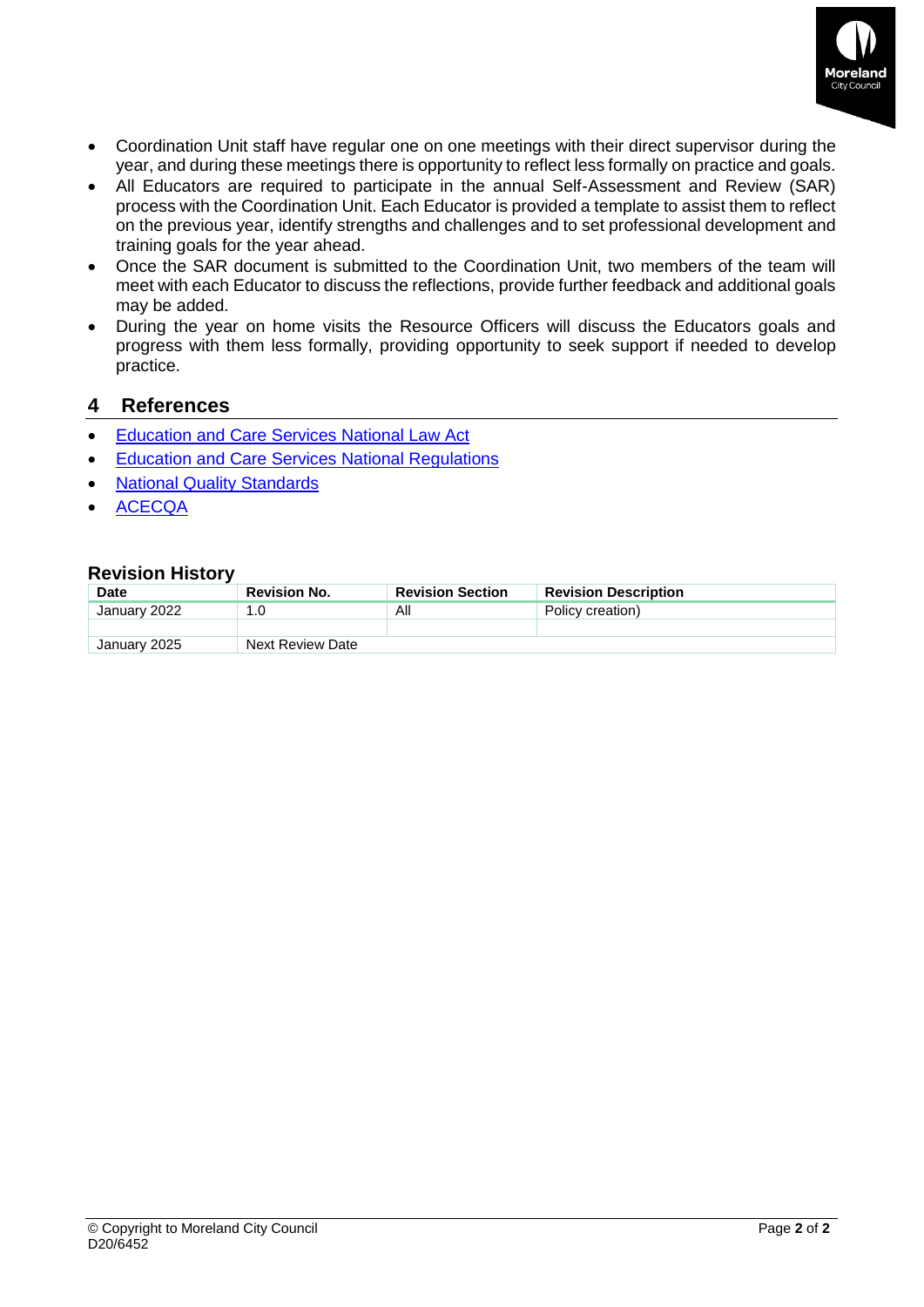- Coordination Unit staff have regular one on one meetings with their direct supervisor during the year, and during these meetings there is opportunity to reflect less formally on practice and goals.
- All Educators are required to participate in the annual Self-Assessment and Review (SAR) process with the Coordination Unit. Each Educator is provided a template to assist them to reflect on the previous year, identify strengths and challenges and to set professional development and training goals for the year ahead.
- Once the SAR document is submitted to the Coordination Unit, two members of the team will meet with each Educator to discuss the reflections, provide further feedback and additional goals may be added.
- During the year on home visits the Resource Officers will discuss the Educators goals and progress with them less formally, providing opportunity to seek support if needed to develop practice.

## 4 References

- Education and Care Services National Law Act
- Education and Care Services National Regulations
- National Quality Standards
- ACECQA

### Revision History

| Date | Revision No. | Revision Section | Revision Description |
|---|---|---|---|
| January 2022 | 1.0 | All | Policy creation) |
| | | | |
| January 2025 | Next Review Date | | |

© Copyright to Moreland City Council
D20/6452